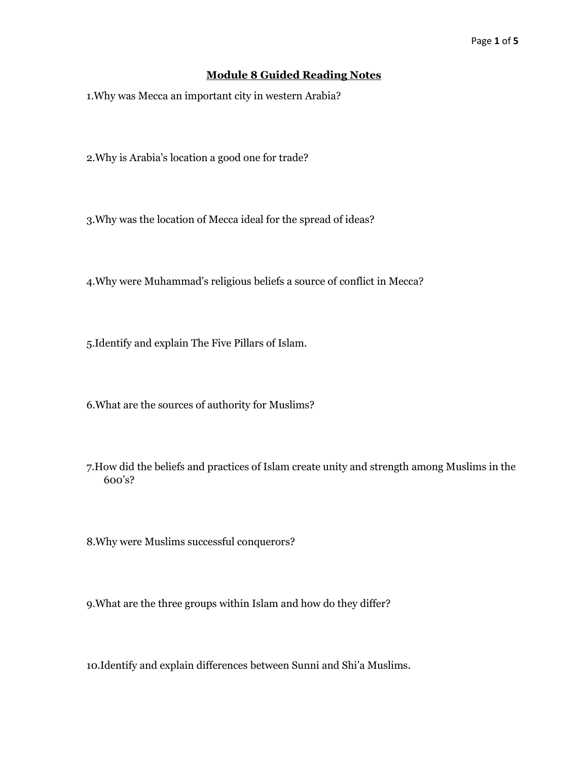# Module 8 Guided Reading Notes

1.Why was Mecca an important city in western Arabia?

2.Why is Arabia's location a good one for trade?

3.Why was the location of Mecca ideal for the spread of ideas?

4.Why were Muhammad's religious beliefs a source of conflict in Mecca?

5.Identify and explain The Five Pillars of Islam.

6.What are the sources of authority for Muslims?

7.How did the beliefs and practices of Islam create unity and strength among Muslims in the 600's?

8.Why were Muslims successful conquerors?

9.What are the three groups within Islam and how do they differ?

10.Identify and explain differences between Sunni and Shi'a Muslims.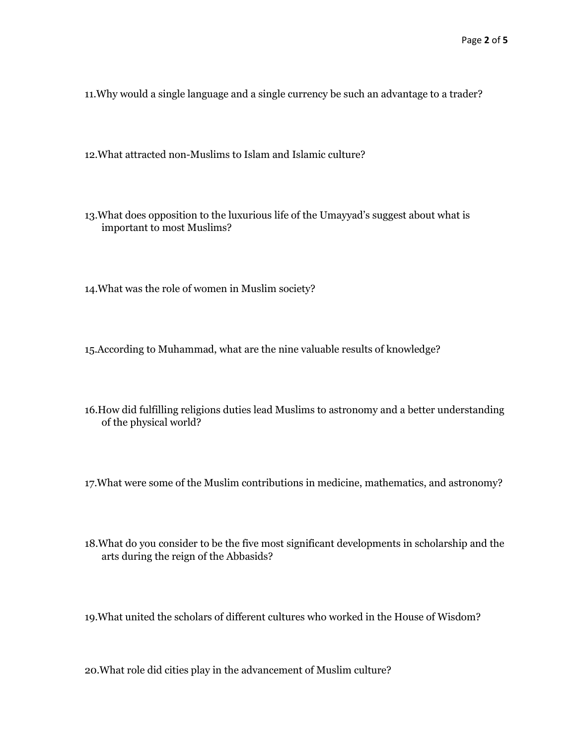11. Why would a single language and a single currency be such an advantage to a trader?

12. What attracted non-Muslims to Islam and Islamic culture?

13. What does opposition to the luxurious life of the Umayyad's suggest about what is important to most Muslims?

14. What was the role of women in Muslim society?

15. According to Muhammad, what are the nine valuable results of knowledge?

16. How did fulfilling religions duties lead Muslims to astronomy and a better understanding of the physical world?

17. What were some of the Muslim contributions in medicine, mathematics, and astronomy?

18. What do you consider to be the five most significant developments in scholarship and the arts during the reign of the Abbasids?

19. What united the scholars of different cultures who worked in the House of Wisdom?

20. What role did cities play in the advancement of Muslim culture?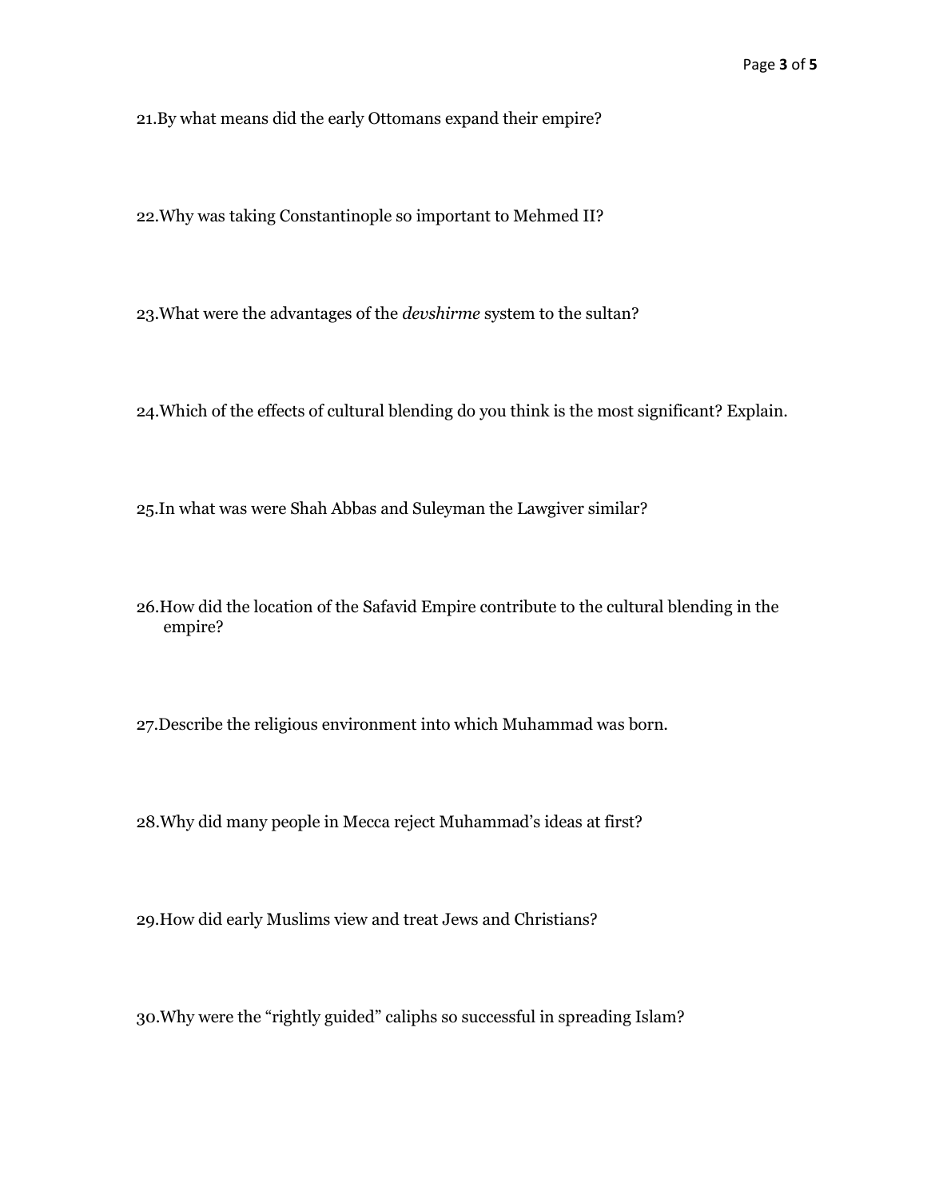21.By what means did the early Ottomans expand their empire?

22.Why was taking Constantinople so important to Mehmed II?

23.What were the advantages of the *devshirme* system to the sultan?

24.Which of the effects of cultural blending do you think is the most significant? Explain.

25.In what was were Shah Abbas and Suleyman the Lawgiver similar?

26.How did the location of the Safavid Empire contribute to the cultural blending in the empire?

27.Describe the religious environment into which Muhammad was born.

28.Why did many people in Mecca reject Muhammad's ideas at first?

29.How did early Muslims view and treat Jews and Christians?

30.Why were the "rightly guided" caliphs so successful in spreading Islam?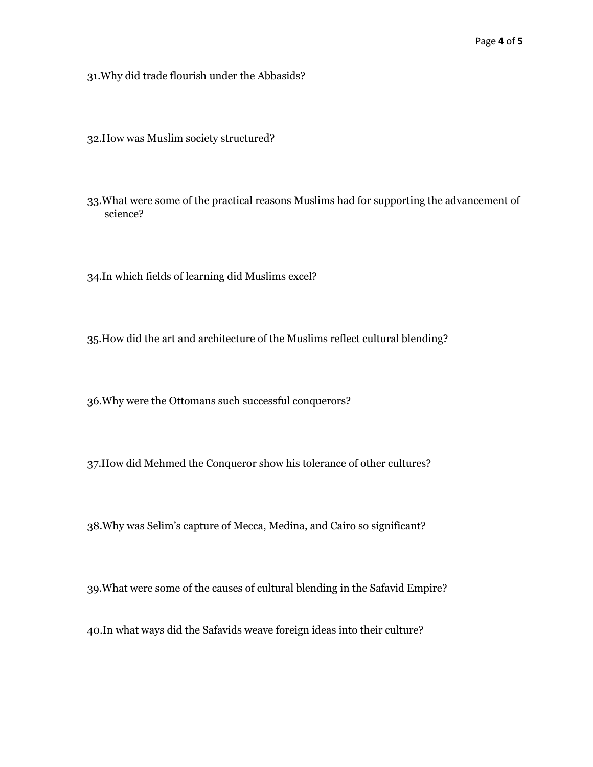31. Why did trade flourish under the Abbasids?

32. How was Muslim society structured?

33. What were some of the practical reasons Muslims had for supporting the advancement of science?

34. In which fields of learning did Muslims excel?

35. How did the art and architecture of the Muslims reflect cultural blending?

36. Why were the Ottomans such successful conquerors?

37. How did Mehmed the Conqueror show his tolerance of other cultures?

38. Why was Selim's capture of Mecca, Medina, and Cairo so significant?

39. What were some of the causes of cultural blending in the Safavid Empire?

40. In what ways did the Safavids weave foreign ideas into their culture?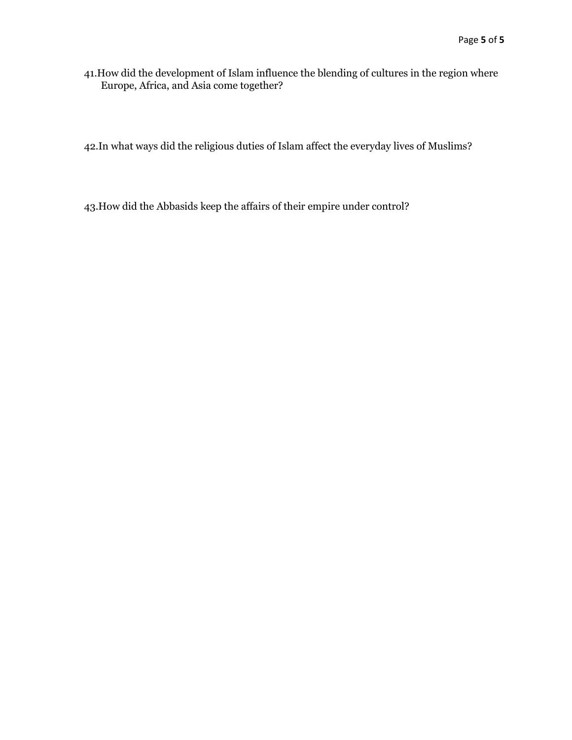41. How did the development of Islam influence the blending of cultures in the region where Europe, Africa, and Asia come together?

42. In what ways did the religious duties of Islam affect the everyday lives of Muslims?

43. How did the Abbasids keep the affairs of their empire under control?